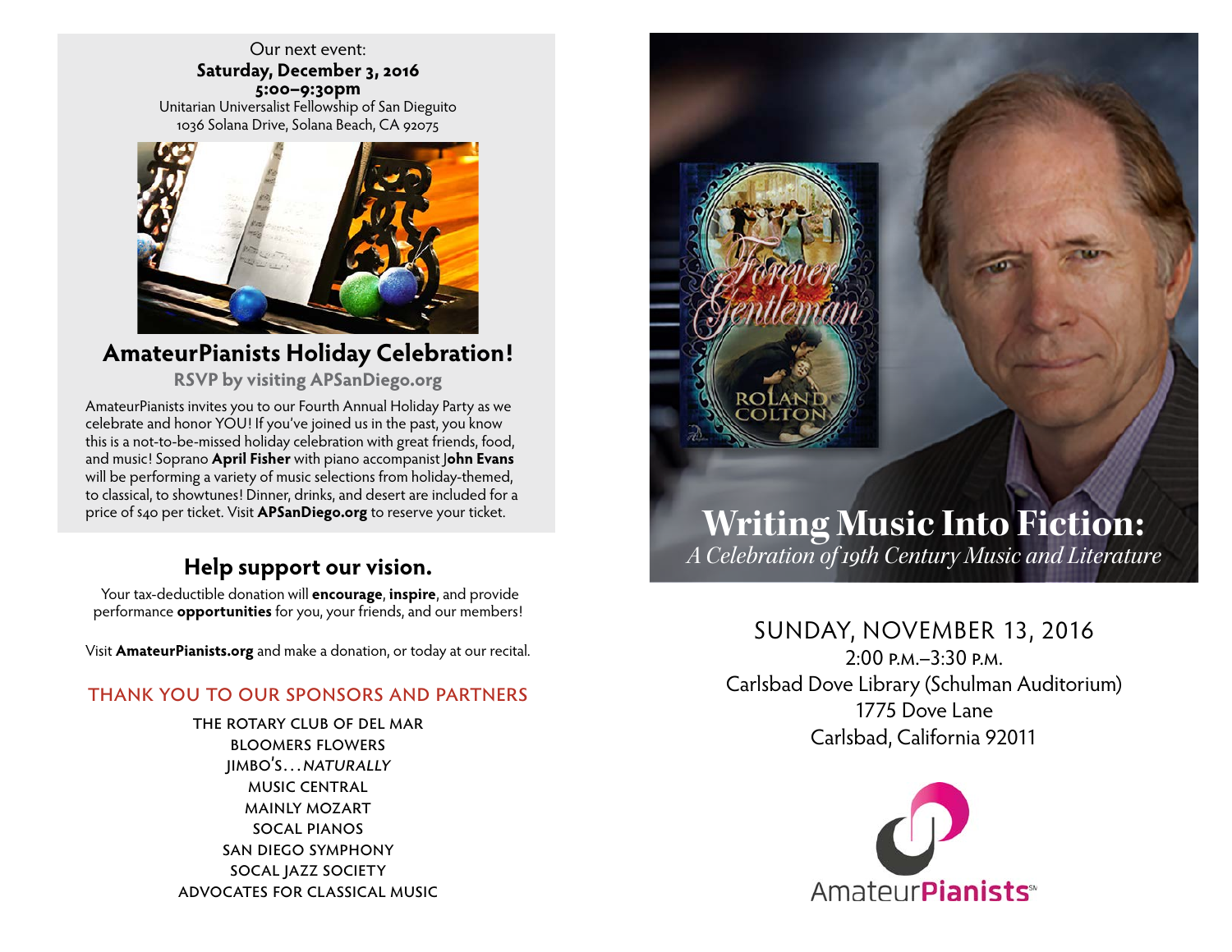Our next event:
**Saturday, December 3, 2016**
**5:00–9:30pm**
Unitarian Universalist Fellowship of San Dieguito
1036 Solana Drive, Solana Beach, CA 92075

## AmateurPianists Holiday Celebration!

**RSVP by visiting APSanDiego.org**

AmateurPianists invites you to our Fourth Annual Holiday Party as we celebrate and honor YOU! If you've joined us in the past, you know this is a not-to-be-missed holiday celebration with great friends, food, and music! Soprano **April Fisher** with piano accompanist **John Evans** will be performing a variety of music selections from holiday-themed, to classical, to showtunes! Dinner, drinks, and desert are included for a price of $40 per ticket. Visit **APSanDiego.org** to reserve your ticket.

## Help support our vision.

Your tax-deductible donation will **encourage**, **inspire**, and provide performance **opportunities** for you, your friends, and our members!

Visit **AmateurPianists.org** and make a donation, or today at our recital.

### THANK YOU TO OUR SPONSORS AND PARTNERS

THE ROTARY CLUB OF DEL MAR
BLOOMERS FLOWERS
JIMBO'S…*NATURALLY*
MUSIC CENTRAL
MAINLY MOZART
SOCAL PIANOS
SAN DIEGO SYMPHONY
SOCAL JAZZ SOCIETY
ADVOCATES FOR CLASSICAL MUSIC

# Writing Music Into Fiction:

*A Celebration of 19th Century Music and Literature*

SUNDAY, NOVEMBER 13, 2016
2:00 P.M.–3:30 P.M.
Carlsbad Dove Library (Schulman Auditorium)
1775 Dove Lane
Carlsbad, California 92011

AmateurPianists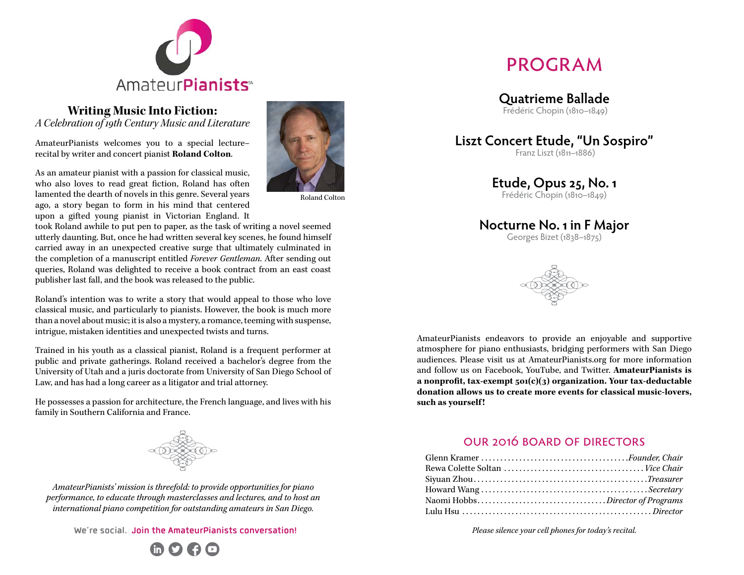AmateurPianists℠

## Writing Music Into Fiction:

*A Celebration of 19th Century Music and Literature*

AmateurPianists welcomes you to a special lecture–recital by writer and concert pianist **Roland Colton**.

Roland Colton

As an amateur pianist with a passion for classical music, who also loves to read great fiction, Roland has often lamented the dearth of novels in this genre. Several years ago, a story began to form in his mind that centered upon a gifted young pianist in Victorian England. It took Roland awhile to put pen to paper, as the task of writing a novel seemed utterly daunting. But, once he had written several key scenes, he found himself carried away in an unexpected creative surge that ultimately culminated in the completion of a manuscript entitled *Forever Gentleman.* After sending out queries, Roland was delighted to receive a book contract from an east coast publisher last fall, and the book was released to the public.

Roland's intention was to write a story that would appeal to those who love classical music, and particularly to pianists. However, the book is much more than a novel about music; it is also a mystery, a romance, teeming with suspense, intrigue, mistaken identities and unexpected twists and turns.

Trained in his youth as a classical pianist, Roland is a frequent performer at public and private gatherings. Roland received a bachelor's degree from the University of Utah and a juris doctorate from University of San Diego School of Law, and has had a long career as a litigator and trial attorney.

He possesses a passion for architecture, the French language, and lives with his family in Southern California and France.

*AmateurPianists' mission is threefold: to provide opportunities for piano performance, to educate through masterclasses and lectures, and to host an international piano competition for outstanding amateurs in San Diego.*

We're social. Join the AmateurPianists conversation!

# PROGRAM

### Quatrieme Ballade
Frédéric Chopin (1810–1849)

### Liszt Concert Etude, "Un Sospiro"
Franz Liszt (1811–1886)

### Etude, Opus 25, No. 1
Frédéric Chopin (1810–1849)

### Nocturne No. 1 in F Major
Georges Bizet (1838–1875)

AmateurPianists endeavors to provide an enjoyable and supportive atmosphere for piano enthusiasts, bridging performers with San Diego audiences. Please visit us at AmateurPianists.org for more information and follow us on Facebook, YouTube, and Twitter. **AmateurPianists is a nonprofit, tax-exempt 501(c)(3) organization. Your tax-deductable donation allows us to create more events for classical music-lovers, such as yourself!**

## OUR 2016 BOARD OF DIRECTORS

| | |
|---|---|
| Glenn Kramer | *Founder, Chair* |
| Rewa Colette Soltan | *Vice Chair* |
| Siyuan Zhou | *Treasurer* |
| Howard Wang | *Secretary* |
| Naomi Hobbs | *Director of Programs* |
| Lulu Hsu | *Director* |

*Please silence your cell phones for today's recital.*